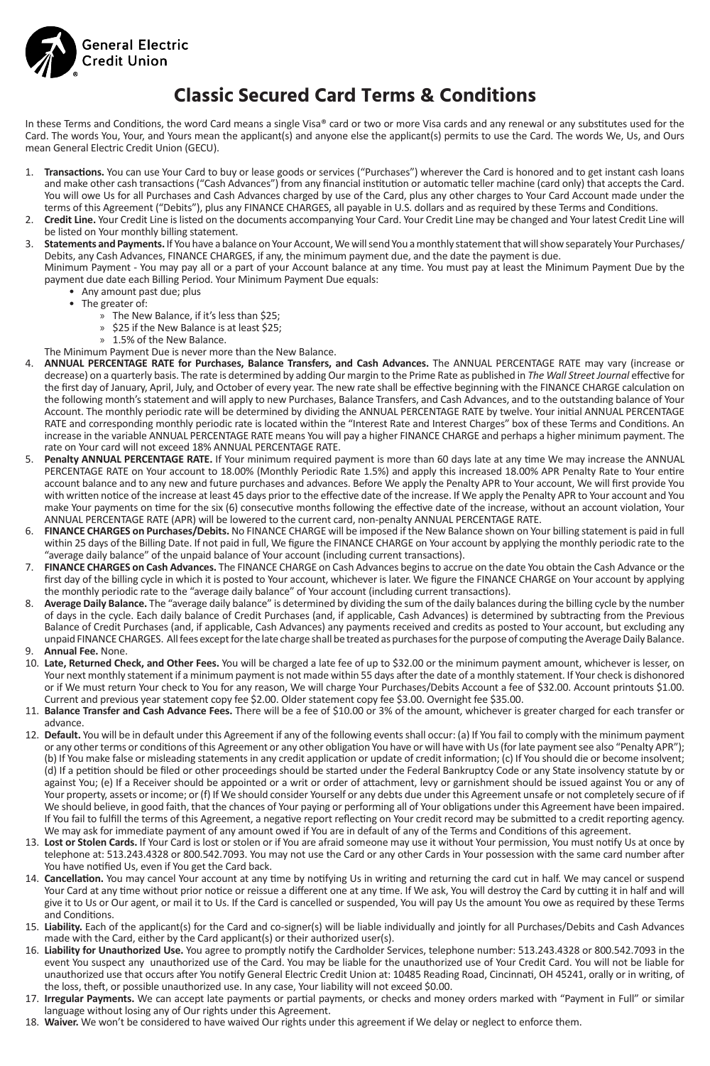General Electric Credit Union

# Classic Secured Card Terms & Conditions

In these Terms and Conditions, the word Card means a single Visa® card or two or more Visa cards and any renewal or any substitutes used for the Card. The words You, Your, and Yours mean the applicant(s) and anyone else the applicant(s) permits to use the Card. The words We, Us, and Ours mean General Electric Credit Union (GECU).

1. **Transactions.** You can use Your Card to buy or lease goods or services ("Purchases") wherever the Card is honored and to get instant cash loans and make other cash transactions ("Cash Advances") from any financial institution or automatic teller machine (card only) that accepts the Card. You will owe Us for all Purchases and Cash Advances charged by use of the Card, plus any other charges to Your Card Account made under the terms of this Agreement ("Debits"), plus any FINANCE CHARGES, all payable in U.S. dollars and as required by these Terms and Conditions.
2. **Credit Line.** Your Credit Line is listed on the documents accompanying Your Card. Your Credit Line may be changed and Your latest Credit Line will be listed on Your monthly billing statement.
3. **Statements and Payments.** If You have a balance on Your Account, We will send You a monthly statement that will show separately Your Purchases/Debits, any Cash Advances, FINANCE CHARGES, if any, the minimum payment due, and the date the payment is due.
   Minimum Payment - You may pay all or a part of your Account balance at any time. You must pay at least the Minimum Payment Due by the payment due date each Billing Period. Your Minimum Payment Due equals:
   - Any amount past due; plus
   - The greater of:
     - The New Balance, if it's less than $25;
     - $25 if the New Balance is at least $25;
     - 1.5% of the New Balance.

   The Minimum Payment Due is never more than the New Balance.
4. **ANNUAL PERCENTAGE RATE for Purchases, Balance Transfers, and Cash Advances.** The ANNUAL PERCENTAGE RATE may vary (increase or decrease) on a quarterly basis. The rate is determined by adding Our margin to the Prime Rate as published in *The Wall Street Journal* effective for the first day of January, April, July, and October of every year. The new rate shall be effective beginning with the FINANCE CHARGE calculation on the following month's statement and will apply to new Purchases, Balance Transfers, and Cash Advances, and to the outstanding balance of Your Account. The monthly periodic rate will be determined by dividing the ANNUAL PERCENTAGE RATE by twelve. Your initial ANNUAL PERCENTAGE RATE and corresponding monthly periodic rate is located within the "Interest Rate and Interest Charges" box of these Terms and Conditions. An increase in the variable ANNUAL PERCENTAGE RATE means You will pay a higher FINANCE CHARGE and perhaps a higher minimum payment. The rate on Your card will not exceed 18% ANNUAL PERCENTAGE RATE.
5. **Penalty ANNUAL PERCENTAGE RATE.** If Your minimum required payment is more than 60 days late at any time We may increase the ANNUAL PERCENTAGE RATE on Your account to 18.00% (Monthly Periodic Rate 1.5%) and apply this increased 18.00% APR Penalty Rate to Your entire account balance and to any new and future purchases and advances. Before We apply the Penalty APR to Your account, We will first provide You with written notice of the increase at least 45 days prior to the effective date of the increase. If We apply the Penalty APR to Your account and You make Your payments on time for the six (6) consecutive months following the effective date of the increase, without an account violation, Your ANNUAL PERCENTAGE RATE (APR) will be lowered to the current card, non-penalty ANNUAL PERCENTAGE RATE.
6. **FINANCE CHARGES on Purchases/Debits.** No FINANCE CHARGE will be imposed if the New Balance shown on Your billing statement is paid in full within 25 days of the Billing Date. If not paid in full, We figure the FINANCE CHARGE on Your account by applying the monthly periodic rate to the "average daily balance" of the unpaid balance of Your account (including current transactions).
7. **FINANCE CHARGES on Cash Advances.** The FINANCE CHARGE on Cash Advances begins to accrue on the date You obtain the Cash Advance or the first day of the billing cycle in which it is posted to Your account, whichever is later. We figure the FINANCE CHARGE on Your account by applying the monthly periodic rate to the "average daily balance" of Your account (including current transactions).
8. **Average Daily Balance.** The "average daily balance" is determined by dividing the sum of the daily balances during the billing cycle by the number of days in the cycle. Each daily balance of Credit Purchases (and, if applicable, Cash Advances) is determined by subtracting from the Previous Balance of Credit Purchases (and, if applicable, Cash Advances) any payments received and credits as posted to Your account, but excluding any unpaid FINANCE CHARGES. All fees except for the late charge shall be treated as purchases for the purpose of computing the Average Daily Balance.
9. **Annual Fee.** None.
10. **Late, Returned Check, and Other Fees.** You will be charged a late fee of up to $32.00 or the minimum payment amount, whichever is lesser, on Your next monthly statement if a minimum payment is not made within 55 days after the date of a monthly statement. If Your check is dishonored or if We must return Your check to You for any reason, We will charge Your Purchases/Debits Account a fee of $32.00. Account printouts $1.00. Current and previous year statement copy fee $2.00. Older statement copy fee $3.00. Overnight fee $35.00.
11. **Balance Transfer and Cash Advance Fees.** There will be a fee of $10.00 or 3% of the amount, whichever is greater charged for each transfer or advance.
12. **Default.** You will be in default under this Agreement if any of the following events shall occur: (a) If You fail to comply with the minimum payment or any other terms or conditions of this Agreement or any other obligation You have or will have with Us (for late payment see also "Penalty APR"); (b) If You make false or misleading statements in any credit application or update of credit information; (c) If You should die or become insolvent; (d) If a petition should be filed or other proceedings should be started under the Federal Bankruptcy Code or any State insolvency statute by or against You; (e) If a Receiver should be appointed or a writ or order of attachment, levy or garnishment should be issued against You or any of Your property, assets or income; or (f) If We should consider Yourself or any debts due under this Agreement unsafe or not completely secure of if We should believe, in good faith, that the chances of Your paying or performing all of Your obligations under this Agreement have been impaired. If You fail to fulfill the terms of this Agreement, a negative report reflecting on Your credit record may be submitted to a credit reporting agency. We may ask for immediate payment of any amount owed if You are in default of any of the Terms and Conditions of this agreement.
13. **Lost or Stolen Cards.** If Your Card is lost or stolen or if You are afraid someone may use it without Your permission, You must notify Us at once by telephone at: 513.243.4328 or 800.542.7093. You may not use the Card or any other Cards in Your possession with the same card number after You have notified Us, even if You get the Card back.
14. **Cancellation.** You may cancel Your account at any time by notifying Us in writing and returning the card cut in half. We may cancel or suspend Your Card at any time without prior notice or reissue a different one at any time. If We ask, You will destroy the Card by cutting it in half and will give it to Us or Our agent, or mail it to Us. If the Card is cancelled or suspended, You will pay Us the amount You owe as required by these Terms and Conditions.
15. **Liability.** Each of the applicant(s) for the Card and co-signer(s) will be liable individually and jointly for all Purchases/Debits and Cash Advances made with the Card, either by the Card applicant(s) or their authorized user(s).
16. **Liability for Unauthorized Use.** You agree to promptly notify the Cardholder Services, telephone number: 513.243.4328 or 800.542.7093 in the event You suspect any unauthorized use of the Card. You may be liable for the unauthorized use of Your Credit Card. You will not be liable for unauthorized use that occurs after You notify General Electric Credit Union at: 10485 Reading Road, Cincinnati, OH 45241, orally or in writing, of the loss, theft, or possible unauthorized use. In any case, Your liability will not exceed $0.00.
17. **Irregular Payments.** We can accept late payments or partial payments, or checks and money orders marked with "Payment in Full" or similar language without losing any of Our rights under this Agreement.
18. **Waiver.** We won't be considered to have waived Our rights under this agreement if We delay or neglect to enforce them.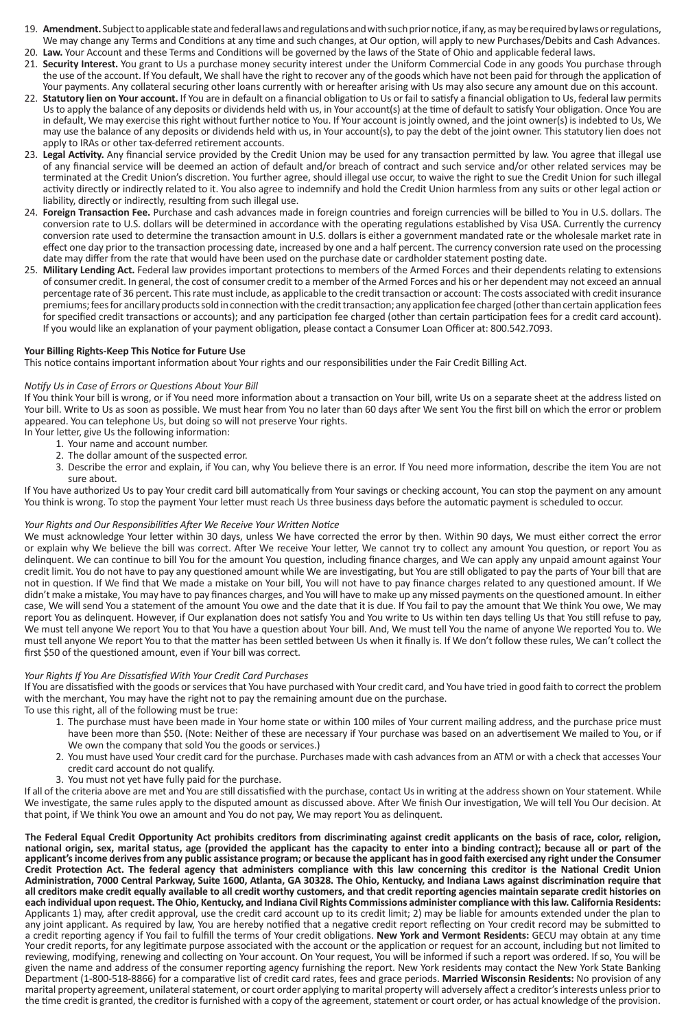19. **Amendment.** Subject to applicable state and federal laws and regulations and with such prior notice, if any, as may be required by laws or regulations, We may change any Terms and Conditions at any time and such changes, at Our option, will apply to new Purchases/Debits and Cash Advances.
20. **Law.** Your Account and these Terms and Conditions will be governed by the laws of the State of Ohio and applicable federal laws.
21. **Security Interest.** You grant to Us a purchase money security interest under the Uniform Commercial Code in any goods You purchase through the use of the account. If You default, We shall have the right to recover any of the goods which have not been paid for through the application of Your payments. Any collateral securing other loans currently with or hereafter arising with Us may also secure any amount due on this account.
22. **Statutory lien on Your account.** If You are in default on a financial obligation to Us or fail to satisfy a financial obligation to Us, federal law permits Us to apply the balance of any deposits or dividends held with us, in Your account(s) at the time of default to satisfy Your obligation. Once You are in default, We may exercise this right without further notice to You. If Your account is jointly owned, and the joint owner(s) is indebted to Us, We may use the balance of any deposits or dividends held with us, in Your account(s), to pay the debt of the joint owner. This statutory lien does not apply to IRAs or other tax-deferred retirement accounts.
23. **Legal Activity.** Any financial service provided by the Credit Union may be used for any transaction permitted by law. You agree that illegal use of any financial service will be deemed an action of default and/or breach of contract and such service and/or other related services may be terminated at the Credit Union's discretion. You further agree, should illegal use occur, to waive the right to sue the Credit Union for such illegal activity directly or indirectly related to it. You also agree to indemnify and hold the Credit Union harmless from any suits or other legal action or liability, directly or indirectly, resulting from such illegal use.
24. **Foreign Transaction Fee.** Purchase and cash advances made in foreign countries and foreign currencies will be billed to You in U.S. dollars. The conversion rate to U.S. dollars will be determined in accordance with the operating regulations established by Visa USA. Currently the currency conversion rate used to determine the transaction amount in U.S. dollars is either a government mandated rate or the wholesale market rate in effect one day prior to the transaction processing date, increased by one and a half percent. The currency conversion rate used on the processing date may differ from the rate that would have been used on the purchase date or cardholder statement posting date.
25. **Military Lending Act.** Federal law provides important protections to members of the Armed Forces and their dependents relating to extensions of consumer credit. In general, the cost of consumer credit to a member of the Armed Forces and his or her dependent may not exceed an annual percentage rate of 36 percent. This rate must include, as applicable to the credit transaction or account: The costs associated with credit insurance premiums; fees for ancillary products sold in connection with the credit transaction; any application fee charged (other than certain application fees for specified credit transactions or accounts); and any participation fee charged (other than certain participation fees for a credit card account). If You would like an explanation of your payment obligation, please contact a Consumer Loan Officer at: 800.542.7093.

**Your Billing Rights-Keep This Notice for Future Use**

This notice contains important information about Your rights and our responsibilities under the Fair Credit Billing Act.

*Notify Us in Case of Errors or Questions About Your Bill*

If You think Your bill is wrong, or if You need more information about a transaction on Your bill, write Us on a separate sheet at the address listed on Your bill. Write to Us as soon as possible. We must hear from You no later than 60 days after We sent You the first bill on which the error or problem appeared. You can telephone Us, but doing so will not preserve Your rights.

In Your letter, give Us the following information:

1. Your name and account number.
2. The dollar amount of the suspected error.
3. Describe the error and explain, if You can, why You believe there is an error. If You need more information, describe the item You are not sure about.

If You have authorized Us to pay Your credit card bill automatically from Your savings or checking account, You can stop the payment on any amount You think is wrong. To stop the payment Your letter must reach Us three business days before the automatic payment is scheduled to occur.

*Your Rights and Our Responsibilities After We Receive Your Written Notice*

We must acknowledge Your letter within 30 days, unless We have corrected the error by then. Within 90 days, We must either correct the error or explain why We believe the bill was correct. After We receive Your letter, We cannot try to collect any amount You question, or report You as delinquent. We can continue to bill You for the amount You question, including finance charges, and We can apply any unpaid amount against Your credit limit. You do not have to pay any questioned amount while We are investigating, but You are still obligated to pay the parts of Your bill that are not in question. If We find that We made a mistake on Your bill, You will not have to pay finance charges related to any questioned amount. If We didn't make a mistake, You may have to pay finances charges, and You will have to make up any missed payments on the questioned amount. In either case, We will send You a statement of the amount You owe and the date that it is due. If You fail to pay the amount that We think You owe, We may report You as delinquent. However, if Our explanation does not satisfy You and You write to Us within ten days telling Us that You still refuse to pay, We must tell anyone We report You to that You have a question about Your bill. And, We must tell You the name of anyone We reported You to. We must tell anyone We report You to that the matter has been settled between Us when it finally is. If We don't follow these rules, We can't collect the first $50 of the questioned amount, even if Your bill was correct.

*Your Rights If You Are Dissatisfied With Your Credit Card Purchases*

If You are dissatisfied with the goods or services that You have purchased with Your credit card, and You have tried in good faith to correct the problem with the merchant, You may have the right not to pay the remaining amount due on the purchase.

To use this right, all of the following must be true:

1. The purchase must have been made in Your home state or within 100 miles of Your current mailing address, and the purchase price must have been more than $50. (Note: Neither of these are necessary if Your purchase was based on an advertisement We mailed to You, or if We own the company that sold You the goods or services.)
2. You must have used Your credit card for the purchase. Purchases made with cash advances from an ATM or with a check that accesses Your credit card account do not qualify.
3. You must not yet have fully paid for the purchase.

If all of the criteria above are met and You are still dissatisfied with the purchase, contact Us in writing at the address shown on Your statement. While We investigate, the same rules apply to the disputed amount as discussed above. After We finish Our investigation, We will tell You Our decision. At that point, if We think You owe an amount and You do not pay, We may report You as delinquent.

**The Federal Equal Credit Opportunity Act prohibits creditors from discriminating against credit applicants on the basis of race, color, religion, national origin, sex, marital status, age (provided the applicant has the capacity to enter into a binding contract); because all or part of the applicant's income derives from any public assistance program; or because the applicant has in good faith exercised any right under the Consumer Credit Protection Act. The federal agency that administers compliance with this law concerning this creditor is the National Credit Union Administration, 7000 Central Parkway, Suite 1600, Atlanta, GA 30328. The Ohio, Kentucky, and Indiana Laws against discrimination require that all creditors make credit equally available to all credit worthy customers, and that credit reporting agencies maintain separate credit histories on each individual upon request. The Ohio, Kentucky, and Indiana Civil Rights Commissions administer compliance with this law. California Residents:** Applicants 1) may, after credit approval, use the credit card account up to its credit limit; 2) may be liable for amounts extended under the plan to any joint applicant. As required by law, You are hereby notified that a negative credit report reflecting on Your credit record may be submitted to a credit reporting agency if You fail to fulfill the terms of Your credit obligations. **New York and Vermont Residents:** GECU may obtain at any time Your credit reports, for any legitimate purpose associated with the account or the application or request for an account, including but not limited to reviewing, modifying, renewing and collecting on Your account. On Your request, You will be informed if such a report was ordered. If so, You will be given the name and address of the consumer reporting agency furnishing the report. New York residents may contact the New York State Banking Department (1-800-518-8866) for a comparative list of credit card rates, fees and grace periods. **Married Wisconsin Residents:** No provision of any marital property agreement, unilateral statement, or court order applying to marital property will adversely affect a creditor's interests unless prior to the time credit is granted, the creditor is furnished with a copy of the agreement, statement or court order, or has actual knowledge of the provision.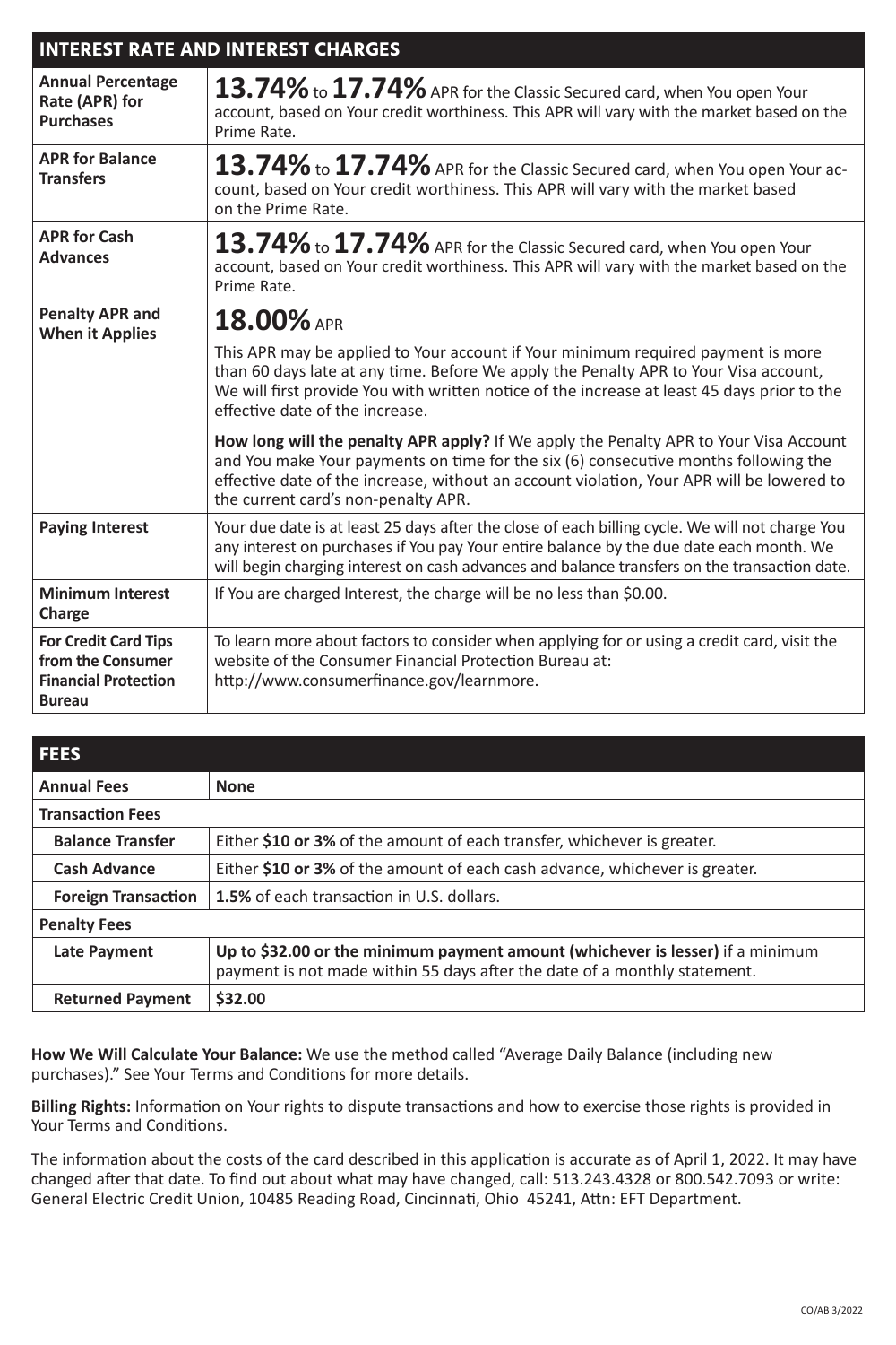| INTEREST RATE AND INTEREST CHARGES | |
|---|---|
| **Annual Percentage Rate (APR) for Purchases** | **13.74%** to **17.74%** APR for the Classic Secured card, when You open Your account, based on Your credit worthiness. This APR will vary with the market based on the Prime Rate. |
| **APR for Balance Transfers** | **13.74%** to **17.74%** APR for the Classic Secured card, when You open Your account, based on Your credit worthiness. This APR will vary with the market based on the Prime Rate. |
| **APR for Cash Advances** | **13.74%** to **17.74%** APR for the Classic Secured card, when You open Your account, based on Your credit worthiness. This APR will vary with the market based on the Prime Rate. |
| **Penalty APR and When it Applies** | **18.00%** APR<br><br>This APR may be applied to Your account if Your minimum required payment is more than 60 days late at any time. Before We apply the Penalty APR to Your Visa account, We will first provide You with written notice of the increase at least 45 days prior to the effective date of the increase.<br><br>**How long will the penalty APR apply?** If We apply the Penalty APR to Your Visa Account and You make Your payments on time for the six (6) consecutive months following the effective date of the increase, without an account violation, Your APR will be lowered to the current card's non-penalty APR. |
| **Paying Interest** | Your due date is at least 25 days after the close of each billing cycle. We will not charge You any interest on purchases if You pay Your entire balance by the due date each month. We will begin charging interest on cash advances and balance transfers on the transaction date. |
| **Minimum Interest Charge** | If You are charged Interest, the charge will be no less than $0.00. |
| **For Credit Card Tips from the Consumer Financial Protection Bureau** | To learn more about factors to consider when applying for or using a credit card, visit the website of the Consumer Financial Protection Bureau at: http://www.consumerfinance.gov/learnmore. |

| FEES | |
|---|---|
| **Annual Fees** | **None** |
| **Transaction Fees** | |
| **Balance Transfer** | Either **$10 or 3%** of the amount of each transfer, whichever is greater. |
| **Cash Advance** | Either **$10 or 3%** of the amount of each cash advance, whichever is greater. |
| **Foreign Transaction** | **1.5%** of each transaction in U.S. dollars. |
| **Penalty Fees** | |
| **Late Payment** | **Up to $32.00 or the minimum payment amount (whichever is lesser)** if a minimum payment is not made within 55 days after the date of a monthly statement. |
| **Returned Payment** | **$32.00** |

**How We Will Calculate Your Balance:** We use the method called "Average Daily Balance (including new purchases)." See Your Terms and Conditions for more details.

**Billing Rights:** Information on Your rights to dispute transactions and how to exercise those rights is provided in Your Terms and Conditions.

The information about the costs of the card described in this application is accurate as of April 1, 2022. It may have changed after that date. To find out about what may have changed, call: 513.243.4328 or 800.542.7093 or write: General Electric Credit Union, 10485 Reading Road, Cincinnati, Ohio 45241, Attn: EFT Department.

CO/AB 3/2022